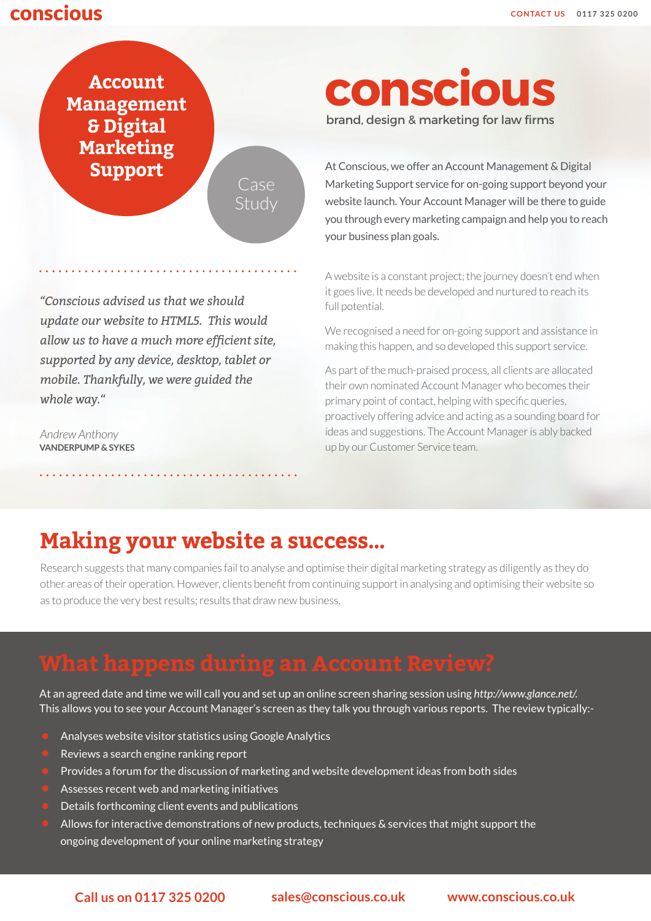# Account Management & Digital Marketing Support

Case Study

**conscious**

brand, design & marketing for law firms

At Conscious, we offer an Account Management & Digital Marketing Support service for on-going support beyond your website launch. Your Account Manager will be there to guide you through every marketing campaign and help you to reach your business plan goals.

A website is a constant project; the journey doesn't end when it goes live. It needs be developed and nurtured to reach its full potential.

We recognised a need for on-going support and assistance in making this happen, and so developed this support service.

As part of the much-praised process, all clients are allocated their own nominated Account Manager who becomes their primary point of contact, helping with specific queries, proactively offering advice and acting as a sounding board for ideas and suggestions. The Account Manager is ably backed up by our Customer Service team.

> *"Conscious advised us that we should update our website to HTML5. This would allow us to have a much more efficient site, supported by any device, desktop, tablet or mobile. Thankfully, we were guided the whole way."*
>
> *Andrew Anthony*
> **VANDERPUMP & SYKES**

## Making your website a success...

Research suggests that many companies fail to analyse and optimise their digital marketing strategy as diligently as they do other areas of their operation. However, clients benefit from continuing support in analysing and optimising their website so as to produce the very best results; results that draw new business.

## What happens during an Account Review?

At an agreed date and time we will call you and set up an online screen sharing session using *http://www.glance.net/.* This allows you to see your Account Manager's screen as they talk you through various reports. The review typically:-

- Analyses website visitor statistics using Google Analytics
- Reviews a search engine ranking report
- Provides a forum for the discussion of marketing and website development ideas from both sides
- Assesses recent web and marketing initiatives
- Details forthcoming client events and publications
- Allows for interactive demonstrations of new products, techniques & services that might support the ongoing development of your online marketing strategy

**Call us on 0117 325 0200** | **sales@conscious.co.uk** | **www.conscious.co.uk**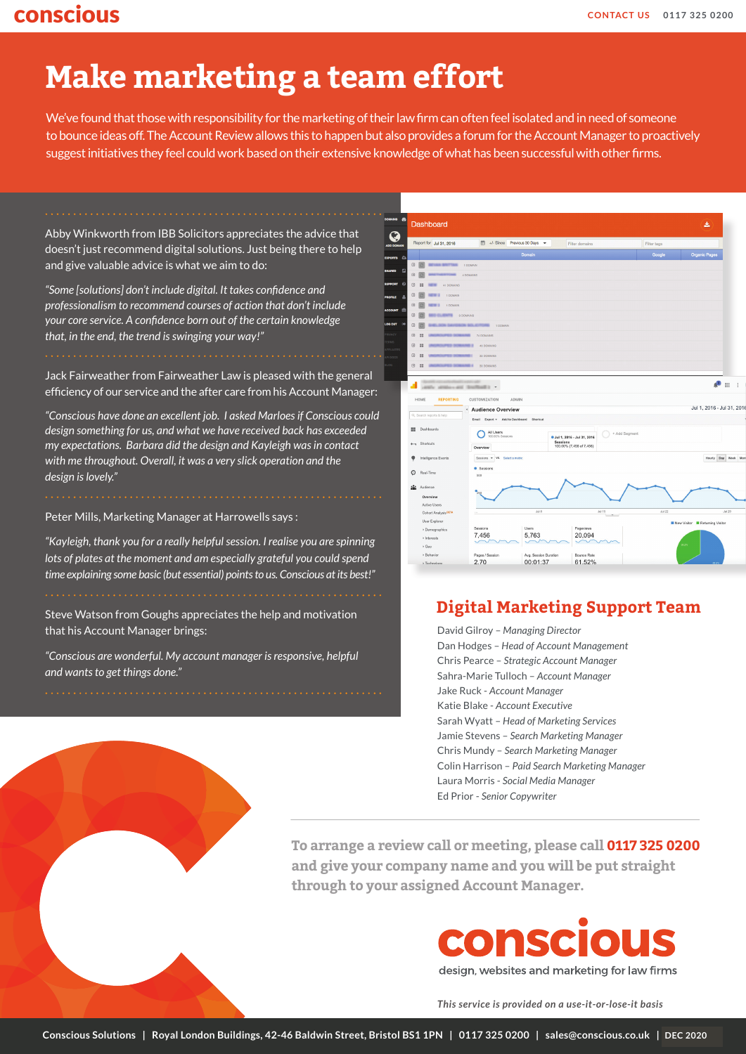# Make marketing a team effort

We've found that those with responsibility for the marketing of their law firm can often feel isolated and in need of someone to bounce ideas off. The Account Review allows this to happen but also provides a forum for the Account Manager to proactively suggest initiatives they feel could work based on their extensive knowledge of what has been successful with other firms.

Abby Winkworth from IBB Solicitors appreciates the advice that doesn't just recommend digital solutions. Just being there to help and give valuable advice is what we aim to do:

*"Some [solutions] don't include digital. It takes confidence and professionalism to recommend courses of action that don't include your core service. A confidence born out of the certain knowledge that, in the end, the trend is swinging your way!"*

Jack Fairweather from Fairweather Law is pleased with the general efficiency of our service and the after care from his Account Manager:

*"Conscious have done an excellent job. I asked Marloes if Conscious could design something for us, and what we have received back has exceeded my expectations. Barbara did the design and Kayleigh was in contact with me throughout. Overall, it was a very slick operation and the design is lovely."*

Peter Mills, Marketing Manager at Harrowells says :

*"Kayleigh, thank you for a really helpful session. I realise you are spinning lots of plates at the moment and am especially grateful you could spend time explaining some basic (but essential) points to us. Conscious at its best!"*

Steve Watson from Goughs appreciates the help and motivation that his Account Manager brings:

*"Conscious are wonderful. My account manager is responsive, helpful and wants to get things done."*

## Digital Marketing Support Team

David Gilroy – *Managing Director*
Dan Hodges – *Head of Account Management*
Chris Pearce – *Strategic Account Manager*
Sahra-Marie Tulloch – *Account Manager*
Jake Ruck - *Account Manager*
Katie Blake - *Account Executive*
Sarah Wyatt – *Head of Marketing Services*
Jamie Stevens – *Search Marketing Manager*
Chris Mundy – *Search Marketing Manager*
Colin Harrison – *Paid Search Marketing Manager*
Laura Morris - *Social Media Manager*
Ed Prior - *Senior Copywriter*

**To arrange a review call or meeting, please call 0117 325 0200 and give your company name and you will be put straight through to your assigned Account Manager.**

conscious
design, websites and marketing for law firms

*This service is provided on a use-it-or-lose-it basis*

Conscious Solutions | Royal London Buildings, 42-46 Baldwin Street, Bristol BS1 1PN | 0117 325 0200 | sales@conscious.co.uk | DEC 2020